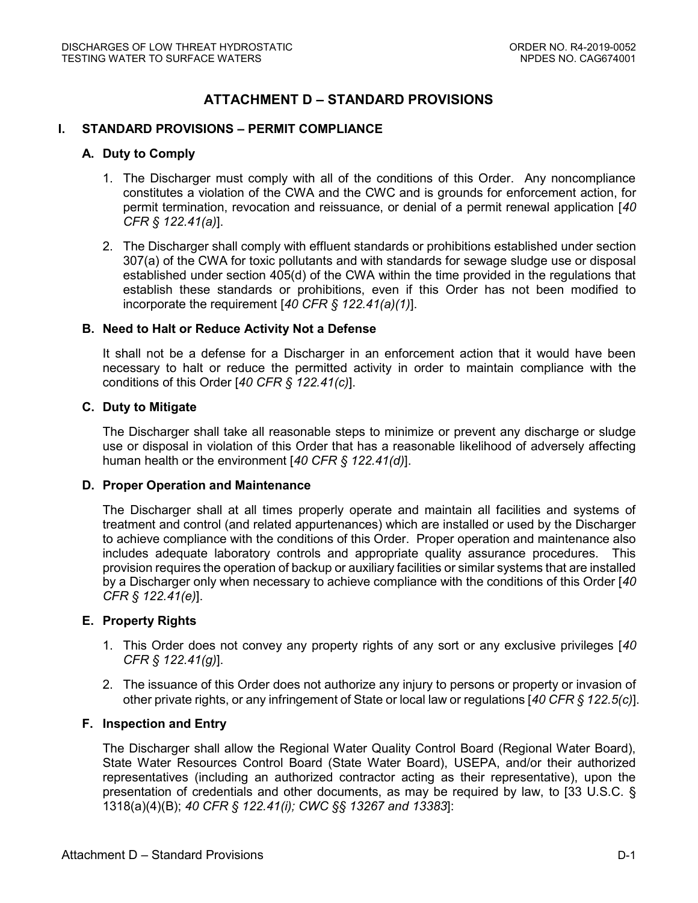# ATTACHMENT D – STANDARD PROVISIONS

## I. STANDARD PROVISIONS – PERMIT COMPLIANCE

### A. Duty to Comply

1. The Discharger must comply with all of the conditions of this Order. Any noncompliance constitutes a violation of the CWA and the CWC and is grounds for enforcement action, for permit termination, revocation and reissuance, or denial of a permit renewal application [*40 CFR § 122.41(a)*].
2. The Discharger shall comply with effluent standards or prohibitions established under section 307(a) of the CWA for toxic pollutants and with standards for sewage sludge use or disposal established under section 405(d) of the CWA within the time provided in the regulations that establish these standards or prohibitions, even if this Order has not been modified to incorporate the requirement [*40 CFR § 122.41(a)(1)*].

### B. Need to Halt or Reduce Activity Not a Defense

It shall not be a defense for a Discharger in an enforcement action that it would have been necessary to halt or reduce the permitted activity in order to maintain compliance with the conditions of this Order [*40 CFR § 122.41(c)*].

### C. Duty to Mitigate

The Discharger shall take all reasonable steps to minimize or prevent any discharge or sludge use or disposal in violation of this Order that has a reasonable likelihood of adversely affecting human health or the environment [*40 CFR § 122.41(d)*].

### D. Proper Operation and Maintenance

The Discharger shall at all times properly operate and maintain all facilities and systems of treatment and control (and related appurtenances) which are installed or used by the Discharger to achieve compliance with the conditions of this Order. Proper operation and maintenance also includes adequate laboratory controls and appropriate quality assurance procedures. This provision requires the operation of backup or auxiliary facilities or similar systems that are installed by a Discharger only when necessary to achieve compliance with the conditions of this Order [*40 CFR § 122.41(e)*].

### E. Property Rights

1. This Order does not convey any property rights of any sort or any exclusive privileges [*40 CFR § 122.41(g)*].
2. The issuance of this Order does not authorize any injury to persons or property or invasion of other private rights, or any infringement of State or local law or regulations [*40 CFR § 122.5(c)*].

### F. Inspection and Entry

The Discharger shall allow the Regional Water Quality Control Board (Regional Water Board), State Water Resources Control Board (State Water Board), USEPA, and/or their authorized representatives (including an authorized contractor acting as their representative), upon the presentation of credentials and other documents, as may be required by law, to [33 U.S.C. § 1318(a)(4)(B); *40 CFR § 122.41(i); CWC §§ 13267 and 13383*]: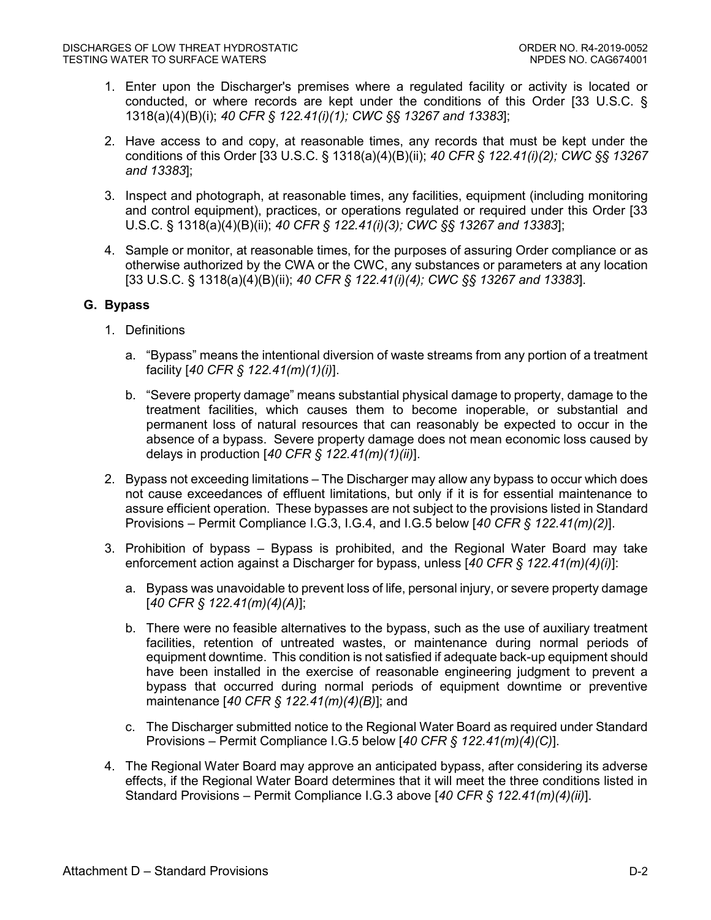1. Enter upon the Discharger's premises where a regulated facility or activity is located or conducted, or where records are kept under the conditions of this Order [33 U.S.C. § 1318(a)(4)(B)(i); *40 CFR § 122.41(i)(1); CWC §§ 13267 and 13383*];

2. Have access to and copy, at reasonable times, any records that must be kept under the conditions of this Order [33 U.S.C. § 1318(a)(4)(B)(ii); *40 CFR § 122.41(i)(2); CWC §§ 13267 and 13383*];

3. Inspect and photograph, at reasonable times, any facilities, equipment (including monitoring and control equipment), practices, or operations regulated or required under this Order [33 U.S.C. § 1318(a)(4)(B)(ii); *40 CFR § 122.41(i)(3); CWC §§ 13267 and 13383*];

4. Sample or monitor, at reasonable times, for the purposes of assuring Order compliance or as otherwise authorized by the CWA or the CWC, any substances or parameters at any location [33 U.S.C. § 1318(a)(4)(B)(ii); *40 CFR § 122.41(i)(4); CWC §§ 13267 and 13383*].

**G. Bypass**

1. Definitions

   a. "Bypass" means the intentional diversion of waste streams from any portion of a treatment facility [*40 CFR § 122.41(m)(1)(i)*].

   b. "Severe property damage" means substantial physical damage to property, damage to the treatment facilities, which causes them to become inoperable, or substantial and permanent loss of natural resources that can reasonably be expected to occur in the absence of a bypass. Severe property damage does not mean economic loss caused by delays in production [*40 CFR § 122.41(m)(1)(ii)*].

2. Bypass not exceeding limitations – The Discharger may allow any bypass to occur which does not cause exceedances of effluent limitations, but only if it is for essential maintenance to assure efficient operation. These bypasses are not subject to the provisions listed in Standard Provisions – Permit Compliance I.G.3, I.G.4, and I.G.5 below [*40 CFR § 122.41(m)(2)*].

3. Prohibition of bypass – Bypass is prohibited, and the Regional Water Board may take enforcement action against a Discharger for bypass, unless [*40 CFR § 122.41(m)(4)(i)*]:

   a. Bypass was unavoidable to prevent loss of life, personal injury, or severe property damage [*40 CFR § 122.41(m)(4)(A)*];

   b. There were no feasible alternatives to the bypass, such as the use of auxiliary treatment facilities, retention of untreated wastes, or maintenance during normal periods of equipment downtime. This condition is not satisfied if adequate back-up equipment should have been installed in the exercise of reasonable engineering judgment to prevent a bypass that occurred during normal periods of equipment downtime or preventive maintenance [*40 CFR § 122.41(m)(4)(B)*]; and

   c. The Discharger submitted notice to the Regional Water Board as required under Standard Provisions – Permit Compliance I.G.5 below [*40 CFR § 122.41(m)(4)(C)*].

4. The Regional Water Board may approve an anticipated bypass, after considering its adverse effects, if the Regional Water Board determines that it will meet the three conditions listed in Standard Provisions – Permit Compliance I.G.3 above [*40 CFR § 122.41(m)(4)(ii)*].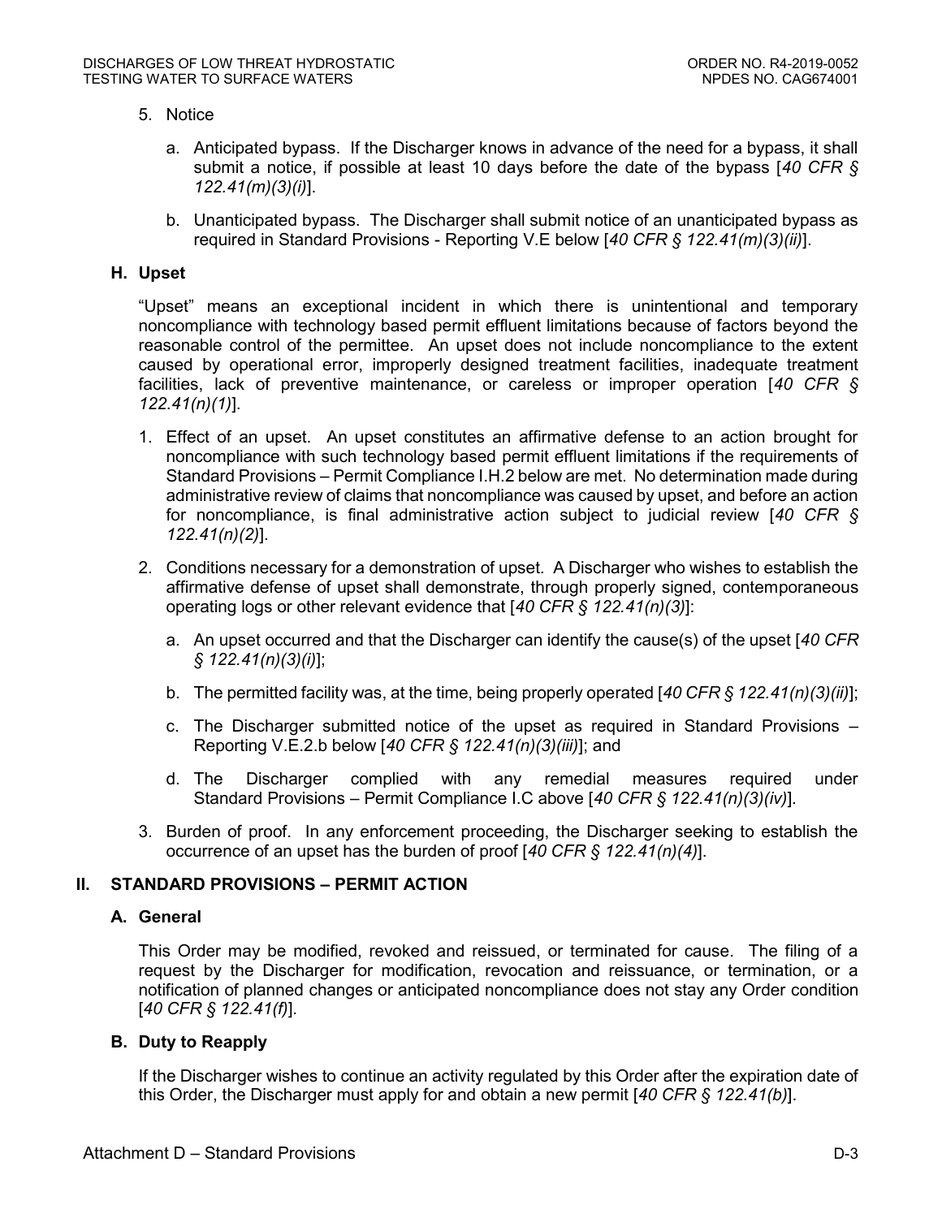5. Notice

   a. Anticipated bypass. If the Discharger knows in advance of the need for a bypass, it shall submit a notice, if possible at least 10 days before the date of the bypass [*40 CFR § 122.41(m)(3)(i)*].

   b. Unanticipated bypass. The Discharger shall submit notice of an unanticipated bypass as required in Standard Provisions - Reporting V.E below [*40 CFR § 122.41(m)(3)(ii)*].

### H. Upset

"Upset" means an exceptional incident in which there is unintentional and temporary noncompliance with technology based permit effluent limitations because of factors beyond the reasonable control of the permittee. An upset does not include noncompliance to the extent caused by operational error, improperly designed treatment facilities, inadequate treatment facilities, lack of preventive maintenance, or careless or improper operation [*40 CFR § 122.41(n)(1)*].

1. Effect of an upset. An upset constitutes an affirmative defense to an action brought for noncompliance with such technology based permit effluent limitations if the requirements of Standard Provisions – Permit Compliance I.H.2 below are met. No determination made during administrative review of claims that noncompliance was caused by upset, and before an action for noncompliance, is final administrative action subject to judicial review [*40 CFR § 122.41(n)(2)*].

2. Conditions necessary for a demonstration of upset. A Discharger who wishes to establish the affirmative defense of upset shall demonstrate, through properly signed, contemporaneous operating logs or other relevant evidence that [*40 CFR § 122.41(n)(3)*]:

   a. An upset occurred and that the Discharger can identify the cause(s) of the upset [*40 CFR § 122.41(n)(3)(i)*];

   b. The permitted facility was, at the time, being properly operated [*40 CFR § 122.41(n)(3)(ii)*];

   c. The Discharger submitted notice of the upset as required in Standard Provisions – Reporting V.E.2.b below [*40 CFR § 122.41(n)(3)(iii)*]; and

   d. The Discharger complied with any remedial measures required under Standard Provisions – Permit Compliance I.C above [*40 CFR § 122.41(n)(3)(iv)*].

3. Burden of proof. In any enforcement proceeding, the Discharger seeking to establish the occurrence of an upset has the burden of proof [*40 CFR § 122.41(n)(4)*].

## II. STANDARD PROVISIONS – PERMIT ACTION

### A. General

This Order may be modified, revoked and reissued, or terminated for cause. The filing of a request by the Discharger for modification, revocation and reissuance, or termination, or a notification of planned changes or anticipated noncompliance does not stay any Order condition [*40 CFR § 122.41(f)*].

### B. Duty to Reapply

If the Discharger wishes to continue an activity regulated by this Order after the expiration date of this Order, the Discharger must apply for and obtain a new permit [*40 CFR § 122.41(b)*].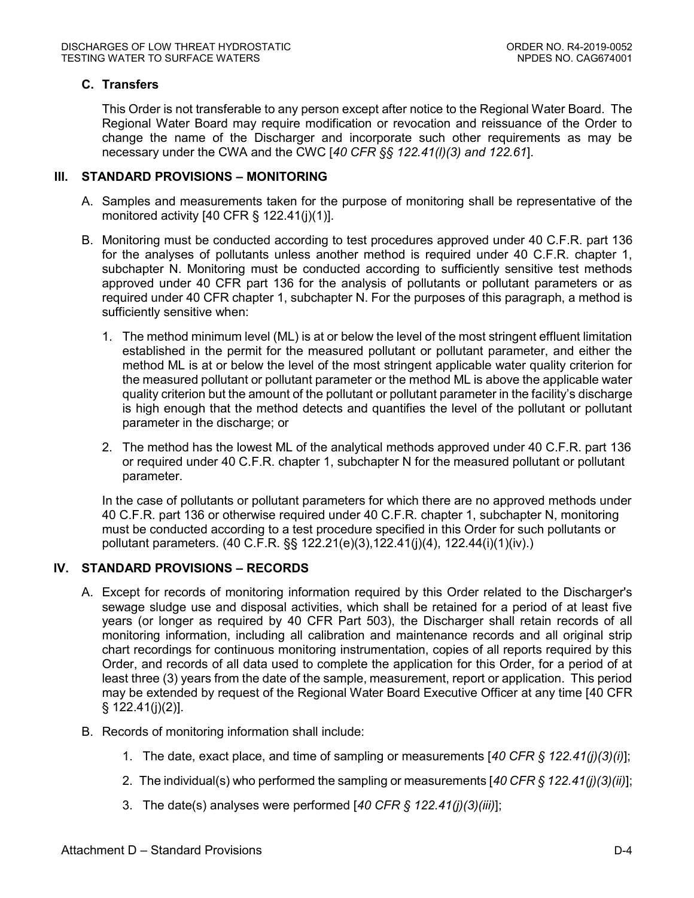### C. Transfers

This Order is not transferable to any person except after notice to the Regional Water Board. The Regional Water Board may require modification or revocation and reissuance of the Order to change the name of the Discharger and incorporate such other requirements as may be necessary under the CWA and the CWC [*40 CFR §§ 122.41(l)(3) and 122.61*].

## III. STANDARD PROVISIONS – MONITORING

A. Samples and measurements taken for the purpose of monitoring shall be representative of the monitored activity [40 CFR § 122.41(j)(1)].

B. Monitoring must be conducted according to test procedures approved under 40 C.F.R. part 136 for the analyses of pollutants unless another method is required under 40 C.F.R. chapter 1, subchapter N. Monitoring must be conducted according to sufficiently sensitive test methods approved under 40 CFR part 136 for the analysis of pollutants or pollutant parameters or as required under 40 CFR chapter 1, subchapter N. For the purposes of this paragraph, a method is sufficiently sensitive when:

   1. The method minimum level (ML) is at or below the level of the most stringent effluent limitation established in the permit for the measured pollutant or pollutant parameter, and either the method ML is at or below the level of the most stringent applicable water quality criterion for the measured pollutant or pollutant parameter or the method ML is above the applicable water quality criterion but the amount of the pollutant or pollutant parameter in the facility's discharge is high enough that the method detects and quantifies the level of the pollutant or pollutant parameter in the discharge; or

   2. The method has the lowest ML of the analytical methods approved under 40 C.F.R. part 136 or required under 40 C.F.R. chapter 1, subchapter N for the measured pollutant or pollutant parameter.

   In the case of pollutants or pollutant parameters for which there are no approved methods under 40 C.F.R. part 136 or otherwise required under 40 C.F.R. chapter 1, subchapter N, monitoring must be conducted according to a test procedure specified in this Order for such pollutants or pollutant parameters. (40 C.F.R. §§ 122.21(e)(3),122.41(j)(4), 122.44(i)(1)(iv).)

## IV. STANDARD PROVISIONS – RECORDS

A. Except for records of monitoring information required by this Order related to the Discharger's sewage sludge use and disposal activities, which shall be retained for a period of at least five years (or longer as required by 40 CFR Part 503), the Discharger shall retain records of all monitoring information, including all calibration and maintenance records and all original strip chart recordings for continuous monitoring instrumentation, copies of all reports required by this Order, and records of all data used to complete the application for this Order, for a period of at least three (3) years from the date of the sample, measurement, report or application. This period may be extended by request of the Regional Water Board Executive Officer at any time [40 CFR § 122.41(j)(2)].

B. Records of monitoring information shall include:

   1. The date, exact place, and time of sampling or measurements [*40 CFR § 122.41(j)(3)(i)*];

   2. The individual(s) who performed the sampling or measurements [*40 CFR § 122.41(j)(3)(ii)*];

   3. The date(s) analyses were performed [*40 CFR § 122.41(j)(3)(iii)*];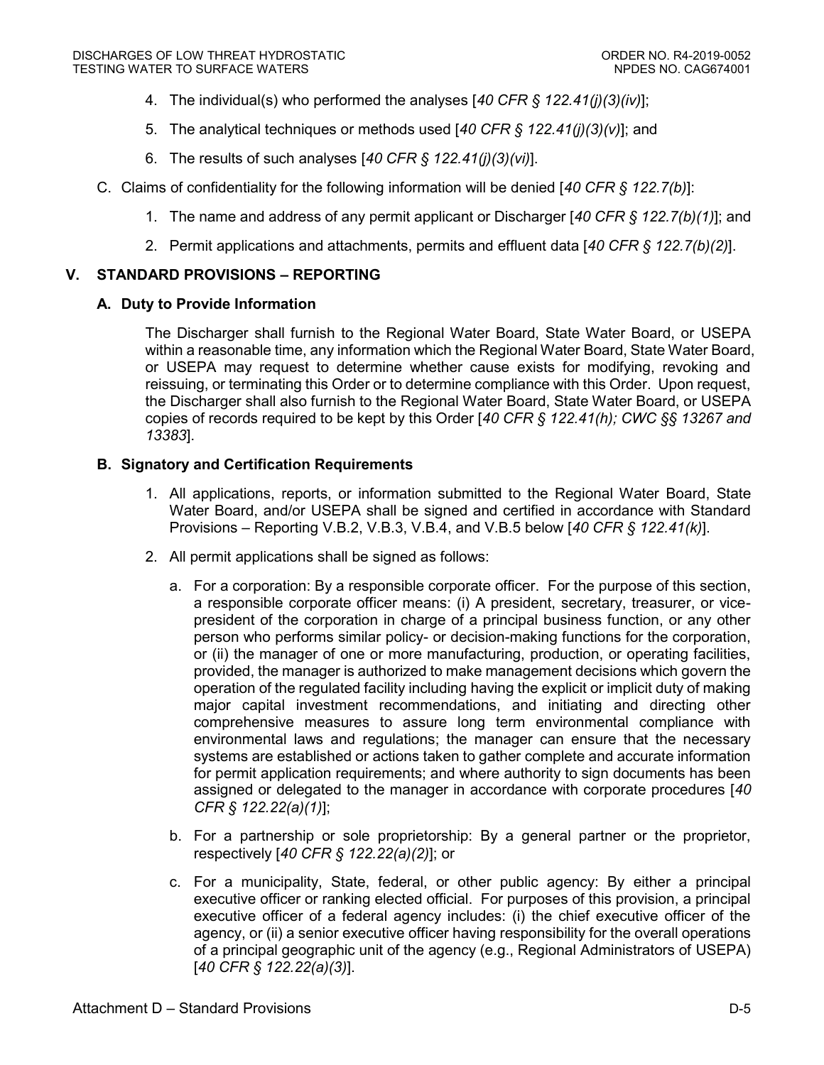4. The individual(s) who performed the analyses [*40 CFR § 122.41(j)(3)(iv)*];

5. The analytical techniques or methods used [*40 CFR § 122.41(j)(3)(v)*]; and

6. The results of such analyses [*40 CFR § 122.41(j)(3)(vi)*].

C. Claims of confidentiality for the following information will be denied [*40 CFR § 122.7(b)*]:

1. The name and address of any permit applicant or Discharger [*40 CFR § 122.7(b)(1)*]; and

2. Permit applications and attachments, permits and effluent data [*40 CFR § 122.7(b)(2)*].

## V. STANDARD PROVISIONS – REPORTING

### A. Duty to Provide Information

The Discharger shall furnish to the Regional Water Board, State Water Board, or USEPA within a reasonable time, any information which the Regional Water Board, State Water Board, or USEPA may request to determine whether cause exists for modifying, revoking and reissuing, or terminating this Order or to determine compliance with this Order. Upon request, the Discharger shall also furnish to the Regional Water Board, State Water Board, or USEPA copies of records required to be kept by this Order [*40 CFR § 122.41(h); CWC §§ 13267 and 13383*].

### B. Signatory and Certification Requirements

1. All applications, reports, or information submitted to the Regional Water Board, State Water Board, and/or USEPA shall be signed and certified in accordance with Standard Provisions – Reporting V.B.2, V.B.3, V.B.4, and V.B.5 below [*40 CFR § 122.41(k)*].

2. All permit applications shall be signed as follows:

   a. For a corporation: By a responsible corporate officer. For the purpose of this section, a responsible corporate officer means: (i) A president, secretary, treasurer, or vice-president of the corporation in charge of a principal business function, or any other person who performs similar policy- or decision-making functions for the corporation, or (ii) the manager of one or more manufacturing, production, or operating facilities, provided, the manager is authorized to make management decisions which govern the operation of the regulated facility including having the explicit or implicit duty of making major capital investment recommendations, and initiating and directing other comprehensive measures to assure long term environmental compliance with environmental laws and regulations; the manager can ensure that the necessary systems are established or actions taken to gather complete and accurate information for permit application requirements; and where authority to sign documents has been assigned or delegated to the manager in accordance with corporate procedures [*40 CFR § 122.22(a)(1)*];

   b. For a partnership or sole proprietorship: By a general partner or the proprietor, respectively [*40 CFR § 122.22(a)(2)*]; or

   c. For a municipality, State, federal, or other public agency: By either a principal executive officer or ranking elected official. For purposes of this provision, a principal executive officer of a federal agency includes: (i) the chief executive officer of the agency, or (ii) a senior executive officer having responsibility for the overall operations of a principal geographic unit of the agency (e.g., Regional Administrators of USEPA) [*40 CFR § 122.22(a)(3)*].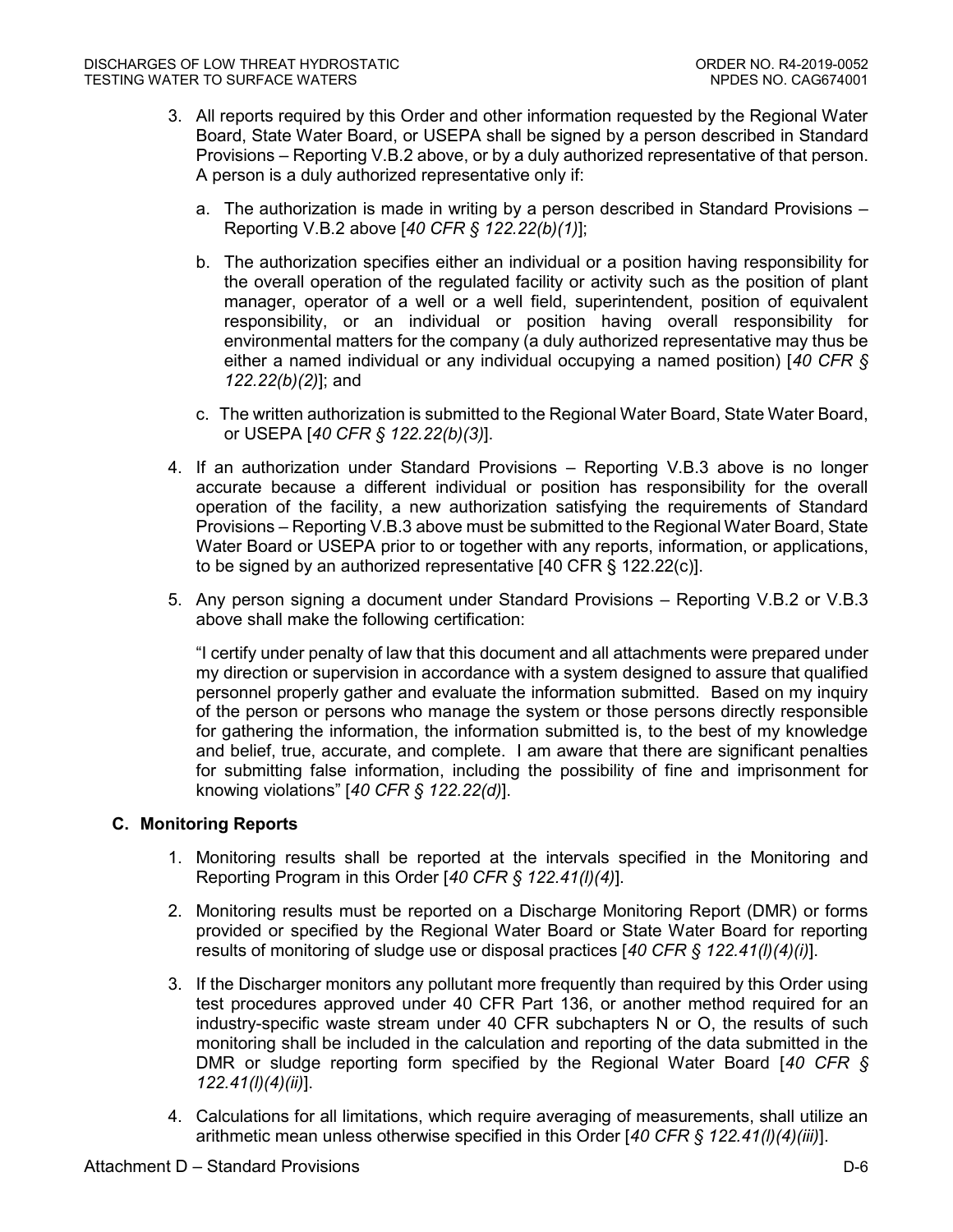3. All reports required by this Order and other information requested by the Regional Water Board, State Water Board, or USEPA shall be signed by a person described in Standard Provisions – Reporting V.B.2 above, or by a duly authorized representative of that person. A person is a duly authorized representative only if:

   a. The authorization is made in writing by a person described in Standard Provisions – Reporting V.B.2 above [*40 CFR § 122.22(b)(1)*];

   b. The authorization specifies either an individual or a position having responsibility for the overall operation of the regulated facility or activity such as the position of plant manager, operator of a well or a well field, superintendent, position of equivalent responsibility, or an individual or position having overall responsibility for environmental matters for the company (a duly authorized representative may thus be either a named individual or any individual occupying a named position) [*40 CFR § 122.22(b)(2)*]; and

   c. The written authorization is submitted to the Regional Water Board, State Water Board, or USEPA [*40 CFR § 122.22(b)(3)*].

4. If an authorization under Standard Provisions – Reporting V.B.3 above is no longer accurate because a different individual or position has responsibility for the overall operation of the facility, a new authorization satisfying the requirements of Standard Provisions – Reporting V.B.3 above must be submitted to the Regional Water Board, State Water Board or USEPA prior to or together with any reports, information, or applications, to be signed by an authorized representative [40 CFR § 122.22(c)].

5. Any person signing a document under Standard Provisions – Reporting V.B.2 or V.B.3 above shall make the following certification:

   "I certify under penalty of law that this document and all attachments were prepared under my direction or supervision in accordance with a system designed to assure that qualified personnel properly gather and evaluate the information submitted. Based on my inquiry of the person or persons who manage the system or those persons directly responsible for gathering the information, the information submitted is, to the best of my knowledge and belief, true, accurate, and complete. I am aware that there are significant penalties for submitting false information, including the possibility of fine and imprisonment for knowing violations" [*40 CFR § 122.22(d)*].

### C. Monitoring Reports

1. Monitoring results shall be reported at the intervals specified in the Monitoring and Reporting Program in this Order [*40 CFR § 122.41(l)(4)*].

2. Monitoring results must be reported on a Discharge Monitoring Report (DMR) or forms provided or specified by the Regional Water Board or State Water Board for reporting results of monitoring of sludge use or disposal practices [*40 CFR § 122.41(l)(4)(i)*].

3. If the Discharger monitors any pollutant more frequently than required by this Order using test procedures approved under 40 CFR Part 136, or another method required for an industry-specific waste stream under 40 CFR subchapters N or O, the results of such monitoring shall be included in the calculation and reporting of the data submitted in the DMR or sludge reporting form specified by the Regional Water Board [*40 CFR § 122.41(l)(4)(ii)*].

4. Calculations for all limitations, which require averaging of measurements, shall utilize an arithmetic mean unless otherwise specified in this Order [*40 CFR § 122.41(l)(4)(iii)*].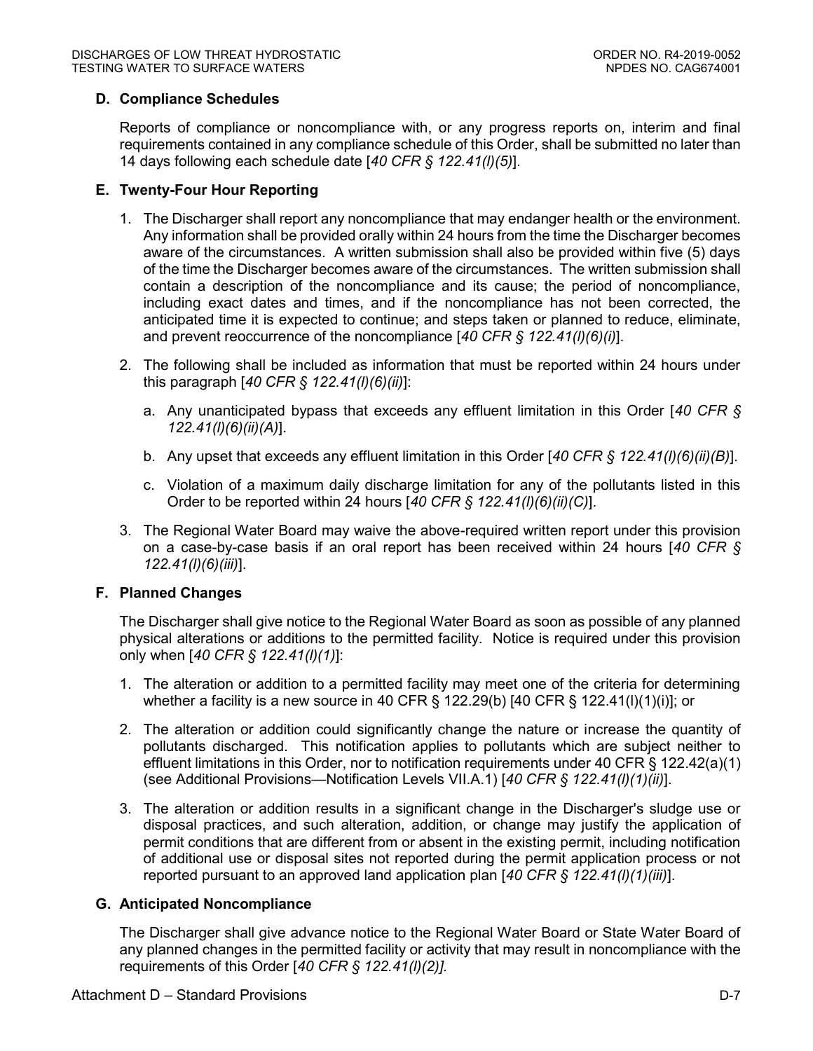## D. Compliance Schedules

Reports of compliance or noncompliance with, or any progress reports on, interim and final requirements contained in any compliance schedule of this Order, shall be submitted no later than 14 days following each schedule date [*40 CFR § 122.41(l)(5)*].

## E. Twenty-Four Hour Reporting

1. The Discharger shall report any noncompliance that may endanger health or the environment. Any information shall be provided orally within 24 hours from the time the Discharger becomes aware of the circumstances. A written submission shall also be provided within five (5) days of the time the Discharger becomes aware of the circumstances. The written submission shall contain a description of the noncompliance and its cause; the period of noncompliance, including exact dates and times, and if the noncompliance has not been corrected, the anticipated time it is expected to continue; and steps taken or planned to reduce, eliminate, and prevent reoccurrence of the noncompliance [*40 CFR § 122.41(l)(6)(i)*].

2. The following shall be included as information that must be reported within 24 hours under this paragraph [*40 CFR § 122.41(l)(6)(ii)*]:

   a. Any unanticipated bypass that exceeds any effluent limitation in this Order [*40 CFR § 122.41(l)(6)(ii)(A)*].

   b. Any upset that exceeds any effluent limitation in this Order [*40 CFR § 122.41(l)(6)(ii)(B)*].

   c. Violation of a maximum daily discharge limitation for any of the pollutants listed in this Order to be reported within 24 hours [*40 CFR § 122.41(l)(6)(ii)(C)*].

3. The Regional Water Board may waive the above-required written report under this provision on a case-by-case basis if an oral report has been received within 24 hours [*40 CFR § 122.41(l)(6)(iii)*].

## F. Planned Changes

The Discharger shall give notice to the Regional Water Board as soon as possible of any planned physical alterations or additions to the permitted facility. Notice is required under this provision only when [*40 CFR § 122.41(l)(1)*]:

1. The alteration or addition to a permitted facility may meet one of the criteria for determining whether a facility is a new source in 40 CFR § 122.29(b) [40 CFR § 122.41(l)(1)(i)]; or

2. The alteration or addition could significantly change the nature or increase the quantity of pollutants discharged. This notification applies to pollutants which are subject neither to effluent limitations in this Order, nor to notification requirements under 40 CFR § 122.42(a)(1) (see Additional Provisions—Notification Levels VII.A.1) [*40 CFR § 122.41(l)(1)(ii)*].

3. The alteration or addition results in a significant change in the Discharger's sludge use or disposal practices, and such alteration, addition, or change may justify the application of permit conditions that are different from or absent in the existing permit, including notification of additional use or disposal sites not reported during the permit application process or not reported pursuant to an approved land application plan [*40 CFR § 122.41(l)(1)(iii)*].

## G. Anticipated Noncompliance

The Discharger shall give advance notice to the Regional Water Board or State Water Board of any planned changes in the permitted facility or activity that may result in noncompliance with the requirements of this Order [*40 CFR § 122.41(l)(2)].*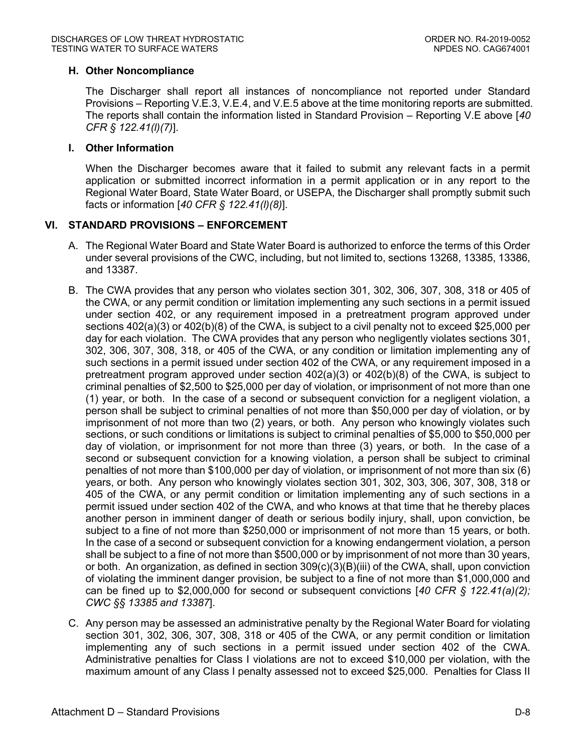### H. Other Noncompliance

The Discharger shall report all instances of noncompliance not reported under Standard Provisions – Reporting V.E.3, V.E.4, and V.E.5 above at the time monitoring reports are submitted. The reports shall contain the information listed in Standard Provision – Reporting V.E above [*40 CFR § 122.41(l)(7)*].

### I. Other Information

When the Discharger becomes aware that it failed to submit any relevant facts in a permit application or submitted incorrect information in a permit application or in any report to the Regional Water Board, State Water Board, or USEPA, the Discharger shall promptly submit such facts or information [*40 CFR § 122.41(l)(8)*].

## VI. STANDARD PROVISIONS – ENFORCEMENT

A. The Regional Water Board and State Water Board is authorized to enforce the terms of this Order under several provisions of the CWC, including, but not limited to, sections 13268, 13385, 13386, and 13387.

B. The CWA provides that any person who violates section 301, 302, 306, 307, 308, 318 or 405 of the CWA, or any permit condition or limitation implementing any such sections in a permit issued under section 402, or any requirement imposed in a pretreatment program approved under sections 402(a)(3) or 402(b)(8) of the CWA, is subject to a civil penalty not to exceed $25,000 per day for each violation. The CWA provides that any person who negligently violates sections 301, 302, 306, 307, 308, 318, or 405 of the CWA, or any condition or limitation implementing any of such sections in a permit issued under section 402 of the CWA, or any requirement imposed in a pretreatment program approved under section 402(a)(3) or 402(b)(8) of the CWA, is subject to criminal penalties of $2,500 to $25,000 per day of violation, or imprisonment of not more than one (1) year, or both. In the case of a second or subsequent conviction for a negligent violation, a person shall be subject to criminal penalties of not more than $50,000 per day of violation, or by imprisonment of not more than two (2) years, or both. Any person who knowingly violates such sections, or such conditions or limitations is subject to criminal penalties of $5,000 to $50,000 per day of violation, or imprisonment for not more than three (3) years, or both. In the case of a second or subsequent conviction for a knowing violation, a person shall be subject to criminal penalties of not more than $100,000 per day of violation, or imprisonment of not more than six (6) years, or both. Any person who knowingly violates section 301, 302, 303, 306, 307, 308, 318 or 405 of the CWA, or any permit condition or limitation implementing any of such sections in a permit issued under section 402 of the CWA, and who knows at that time that he thereby places another person in imminent danger of death or serious bodily injury, shall, upon conviction, be subject to a fine of not more than $250,000 or imprisonment of not more than 15 years, or both. In the case of a second or subsequent conviction for a knowing endangerment violation, a person shall be subject to a fine of not more than $500,000 or by imprisonment of not more than 30 years, or both. An organization, as defined in section 309(c)(3)(B)(iii) of the CWA, shall, upon conviction of violating the imminent danger provision, be subject to a fine of not more than $1,000,000 and can be fined up to $2,000,000 for second or subsequent convictions [*40 CFR § 122.41(a)(2); CWC §§ 13385 and 13387*].

C. Any person may be assessed an administrative penalty by the Regional Water Board for violating section 301, 302, 306, 307, 308, 318 or 405 of the CWA, or any permit condition or limitation implementing any of such sections in a permit issued under section 402 of the CWA. Administrative penalties for Class I violations are not to exceed $10,000 per violation, with the maximum amount of any Class I penalty assessed not to exceed $25,000. Penalties for Class II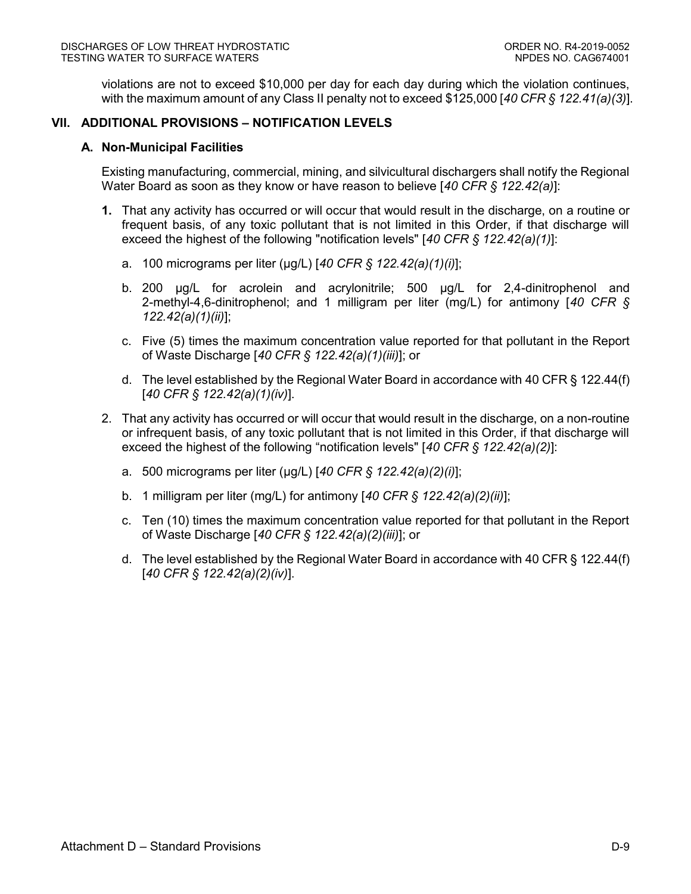violations are not to exceed $10,000 per day for each day during which the violation continues, with the maximum amount of any Class II penalty not to exceed $125,000 [*40 CFR § 122.41(a)(3)*].

## VII. ADDITIONAL PROVISIONS – NOTIFICATION LEVELS

### A. Non-Municipal Facilities

Existing manufacturing, commercial, mining, and silvicultural dischargers shall notify the Regional Water Board as soon as they know or have reason to believe [*40 CFR § 122.42(a)*]:

**1.** That any activity has occurred or will occur that would result in the discharge, on a routine or frequent basis, of any toxic pollutant that is not limited in this Order, if that discharge will exceed the highest of the following "notification levels" [*40 CFR § 122.42(a)(1)*]:

   a. 100 micrograms per liter (μg/L) [*40 CFR § 122.42(a)(1)(i)*];

   b. 200 μg/L for acrolein and acrylonitrile; 500 μg/L for 2,4-dinitrophenol and 2-methyl-4,6-dinitrophenol; and 1 milligram per liter (mg/L) for antimony [*40 CFR § 122.42(a)(1)(ii)*];

   c. Five (5) times the maximum concentration value reported for that pollutant in the Report of Waste Discharge [*40 CFR § 122.42(a)(1)(iii)*]; or

   d. The level established by the Regional Water Board in accordance with 40 CFR § 122.44(f) [*40 CFR § 122.42(a)(1)(iv)*].

2. That any activity has occurred or will occur that would result in the discharge, on a non-routine or infrequent basis, of any toxic pollutant that is not limited in this Order, if that discharge will exceed the highest of the following "notification levels" [*40 CFR § 122.42(a)(2)*]:

   a. 500 micrograms per liter (μg/L) [*40 CFR § 122.42(a)(2)(i)*];

   b. 1 milligram per liter (mg/L) for antimony [*40 CFR § 122.42(a)(2)(ii)*];

   c. Ten (10) times the maximum concentration value reported for that pollutant in the Report of Waste Discharge [*40 CFR § 122.42(a)(2)(iii)*]; or

   d. The level established by the Regional Water Board in accordance with 40 CFR § 122.44(f) [*40 CFR § 122.42(a)(2)(iv)*].